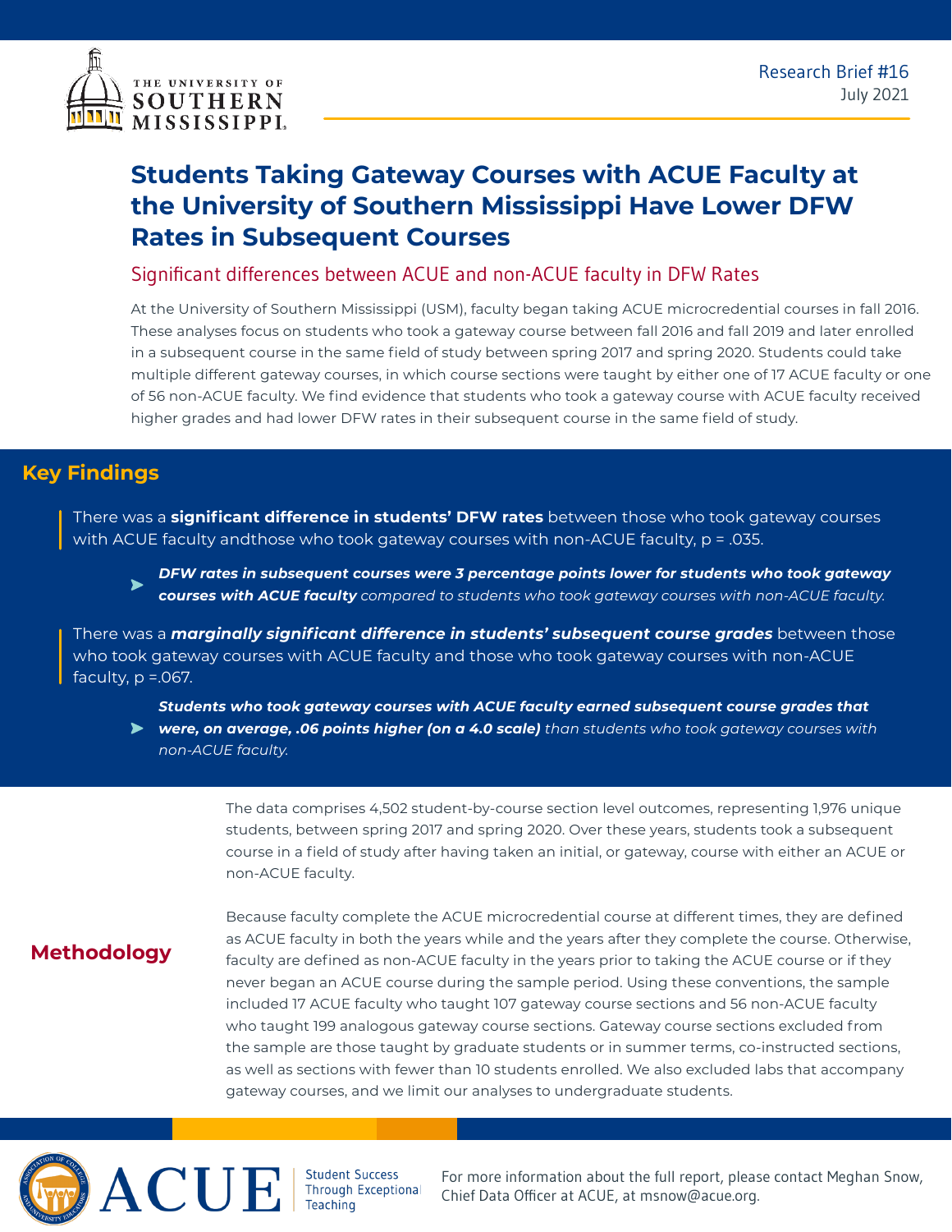Research Brief #16
July 2021

# Students Taking Gateway Courses with ACUE Faculty at the University of Southern Mississippi Have Lower DFW Rates in Subsequent Courses

## Significant differences between ACUE and non-ACUE faculty in DFW Rates

At the University of Southern Mississippi (USM), faculty began taking ACUE microcredential courses in fall 2016. These analyses focus on students who took a gateway course between fall 2016 and fall 2019 and later enrolled in a subsequent course in the same field of study between spring 2017 and spring 2020. Students could take multiple different gateway courses, in which course sections were taught by either one of 17 ACUE faculty or one of 56 non-ACUE faculty. We find evidence that students who took a gateway course with ACUE faculty received higher grades and had lower DFW rates in their subsequent course in the same field of study.

## Key Findings

There was a **significant difference in students' DFW rates** between those who took gateway courses with ACUE faculty andthose who took gateway courses with non-ACUE faculty, p = .035.

- ***DFW rates in subsequent courses were 3 percentage points lower for students who took gateway courses with ACUE faculty*** *compared to students who took gateway courses with non-ACUE faculty.*

There was a ***marginally significant difference in students' subsequent course grades*** between those who took gateway courses with ACUE faculty and those who took gateway courses with non-ACUE faculty, p =.067.

- ***Students who took gateway courses with ACUE faculty earned subsequent course grades that were, on average, .06 points higher (on a 4.0 scale)*** *than students who took gateway courses with non-ACUE faculty.*

## Methodology

The data comprises 4,502 student-by-course section level outcomes, representing 1,976 unique students, between spring 2017 and spring 2020. Over these years, students took a subsequent course in a field of study after having taken an initial, or gateway, course with either an ACUE or non-ACUE faculty.

Because faculty complete the ACUE microcredential course at different times, they are defined as ACUE faculty in both the years while and the years after they complete the course. Otherwise, faculty are defined as non-ACUE faculty in the years prior to taking the ACUE course or if they never began an ACUE course during the sample period. Using these conventions, the sample included 17 ACUE faculty who taught 107 gateway course sections and 56 non-ACUE faculty who taught 199 analogous gateway course sections. Gateway course sections excluded from the sample are those taught by graduate students or in summer terms, co-instructed sections, as well as sections with fewer than 10 students enrolled. We also excluded labs that accompany gateway courses, and we limit our analyses to undergraduate students.

ACUE — Student Success Through Exceptional Teaching

For more information about the full report, please contact Meghan Snow, Chief Data Officer at ACUE, at msnow@acue.org.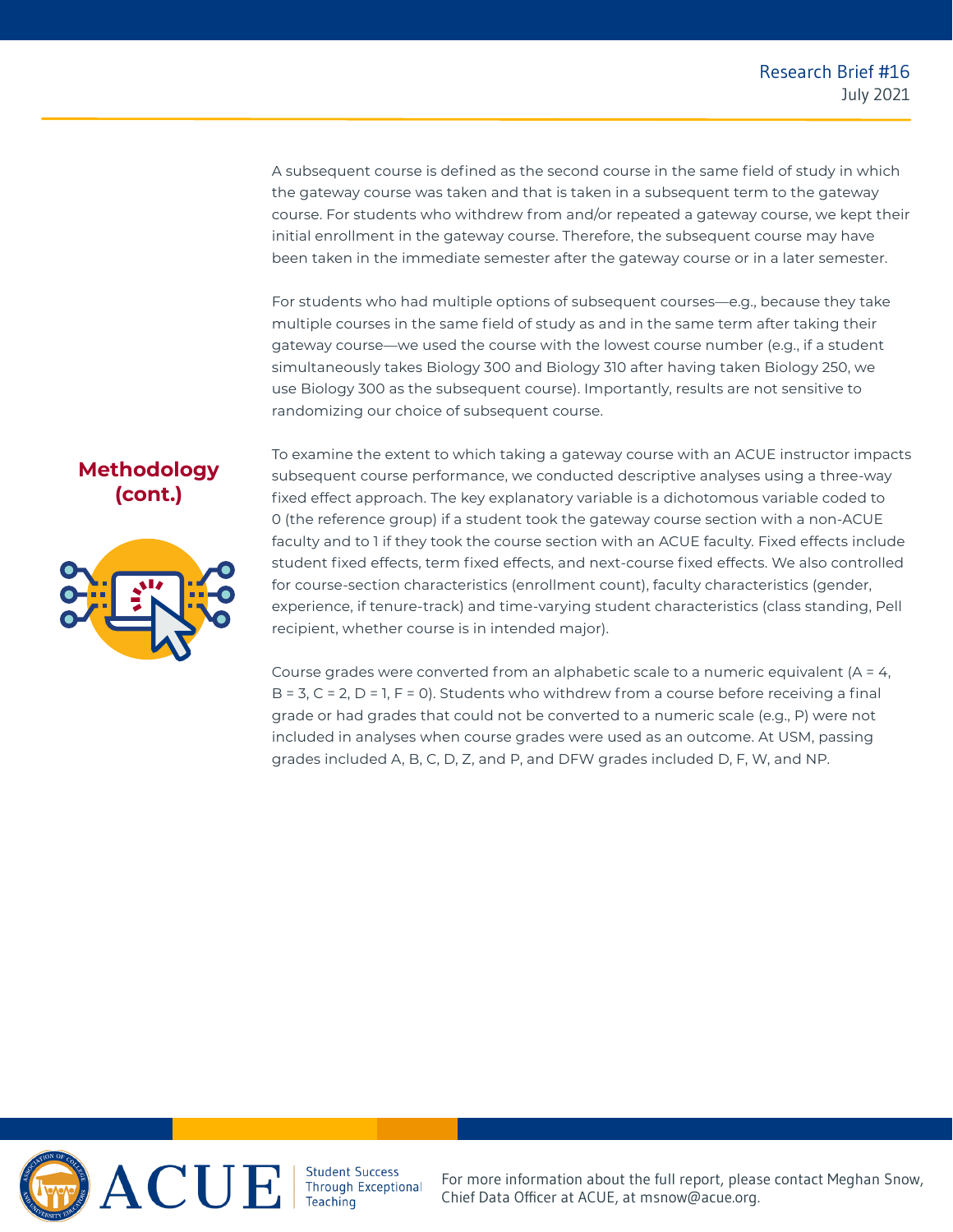A subsequent course is defined as the second course in the same field of study in which the gateway course was taken and that is taken in a subsequent term to the gateway course. For students who withdrew from and/or repeated a gateway course, we kept their initial enrollment in the gateway course. Therefore, the subsequent course may have been taken in the immediate semester after the gateway course or in a later semester.

For students who had multiple options of subsequent courses—e.g., because they take multiple courses in the same field of study as and in the same term after taking their gateway course—we used the course with the lowest course number (e.g., if a student simultaneously takes Biology 300 and Biology 310 after having taken Biology 250, we use Biology 300 as the subsequent course). Importantly, results are not sensitive to randomizing our choice of subsequent course.

## Methodology (cont.)

To examine the extent to which taking a gateway course with an ACUE instructor impacts subsequent course performance, we conducted descriptive analyses using a three-way fixed effect approach. The key explanatory variable is a dichotomous variable coded to 0 (the reference group) if a student took the gateway course section with a non-ACUE faculty and to 1 if they took the course section with an ACUE faculty. Fixed effects include student fixed effects, term fixed effects, and next-course fixed effects. We also controlled for course-section characteristics (enrollment count), faculty characteristics (gender, experience, if tenure-track) and time-varying student characteristics (class standing, Pell recipient, whether course is in intended major).

Course grades were converted from an alphabetic scale to a numeric equivalent (A = 4, B = 3, C = 2, D = 1, F = 0). Students who withdrew from a course before receiving a final grade or had grades that could not be converted to a numeric scale (e.g., P) were not included in analyses when course grades were used as an outcome. At USM, passing grades included A, B, C, D, Z, and P, and DFW grades included D, F, W, and NP.

For more information about the full report, please contact Meghan Snow, Chief Data Officer at ACUE, at msnow@acue.org.